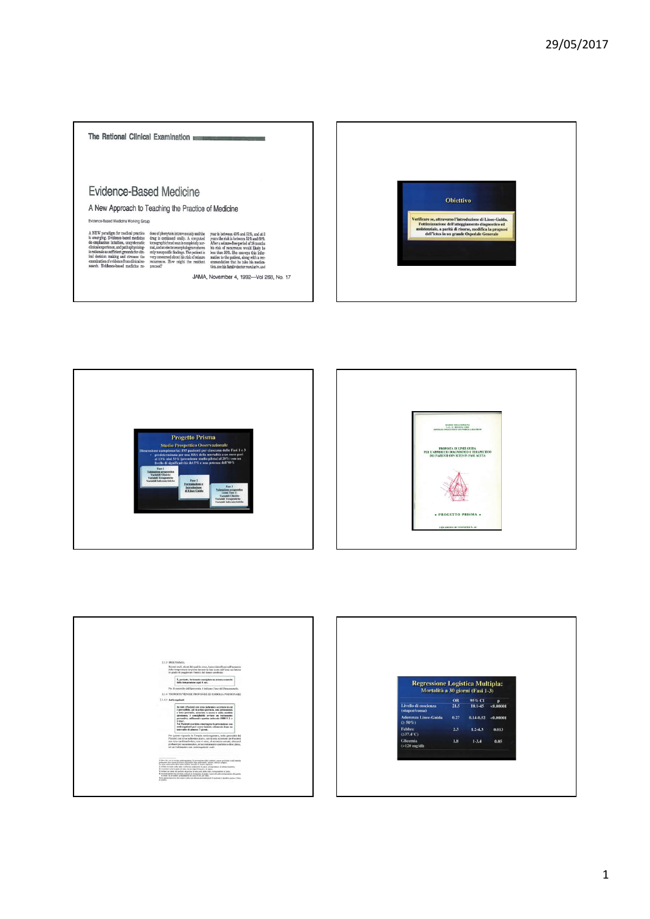The Rational Clinical Examination

# Evidence-Based Medicine

## A New Approach to Teaching the Practice of Medicine

Evidence-Based Medicine Working Group

A NEW paradigm for medical practice is emerging. Evidence-based medicine de-emphasizes intuition, unsystematic clinical experience, and pathophysiologic rationale as sufficient grounds for clinical decision making and stresses the examination of evidence from clinical research. Evidence-based medicine re-

dose of phenytoin intravenously and the drug is continued orally. A computed tomographic head scan is completely normal, and an electroencephalogram shows only nonspecific findings. The patient is very concerned about his risk of seizure recurrence. How might the resident proceed?

year is between 43% and 51%, and at 3 years the risk is between 51% and 60%. After a seizure-free period of 18 months his risk of recurrence would likely be less than 20%. She conveys this information to the patient, along with a recommendation that he take his medication, see his family doctor regularly, and

JAMA, November 4, 1992—Vol 268, No. 17

**Obiettivo**

Verificare se, attraverso l'introduzione di Linee-Guida, l'ottimizzazione dell'atteggiamento diagnostico ed assistenziale, a parità di risorse, modifica la prognosi dell'ictus in un grande Ospedale Generale

**Progetto Prisma**

Studio Prospettico Osservazionale

Dimensione campionaria: 195 pazienti per ciascuna delle Fasi 1 e 3

- predeterminata per una RRA della mortalità a un mese pari al 13% (dal 33% (precedente studio pilota) al 20%) con un livello di significatività del 5% e una potenza dell'90%

Fase 1: Valutazione prospettica, Variabili Cliniche, Variabili Terapeutiche, Variabili Infermieristiche

Fase 2: Formulazione e Introduzione di Linee Guida

Fase 3: Valutazione prospettica (come Fase 1), Variabili Cliniche, Variabili Terapeutiche, Variabili Infermieristiche

PROPOSTA DI LINEE GUIDA PER L'APPROCCIO DIAGNOSTICO E TERAPEUTICO DEI PAZIENTI CON ICTUS IN FASE ACUTA

• PROGETTO PRISMA •

**Regressione Logistica Multipla:**
Mortalità a 30 giorni (Fasi 1-3)

| | OR | 95% CI | p |
|---|---|---|---|
| Livello di coscienza (stupor/coma) | 21.5 | 10.1-45 | <0.00001 |
| Aderenza Linee-Guida (≥ 50%) | 0.27 | 0.14-0.52 | <0.00001 |
| Febbre (≥37.4°C) | 2.3 | 1.2-4.3 | 0.013 |
| Glicemia (>120 mg/dl) | 1.8 | 1-3.4 | 0.05 |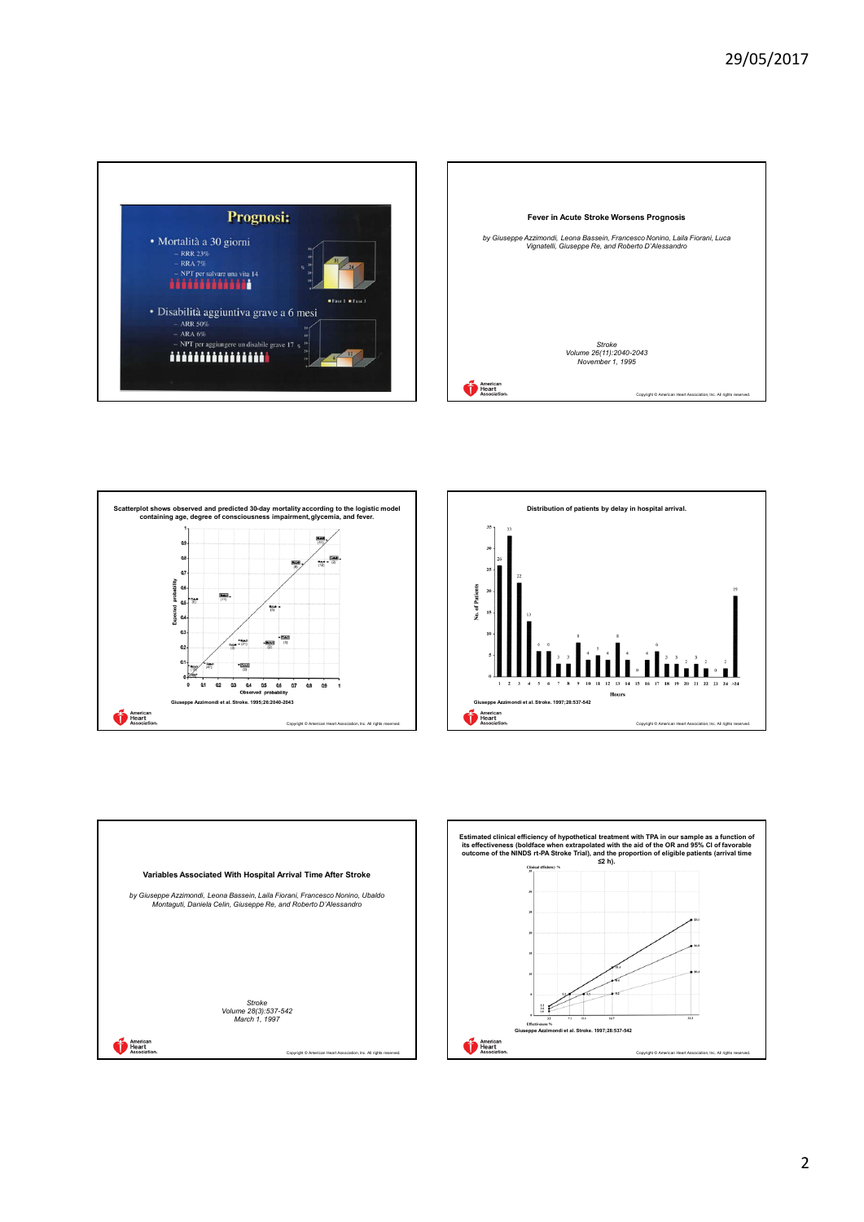## Prognosi:

- Mortalità a 30 giorni
  - RRR 23%
  - RRA 7%
  - NPT per salvare una vita 14
- Disabilità aggiuntiva grave a 6 mesi
  - ARR 50%
  - ARA 6%
  - NPT per aggiungere un disabile grave 17

## Fever in Acute Stroke Worsens Prognosis

*by Giuseppe Azzimondi, Leona Bassein, Francesco Nonino, Laila Fiorani, Luca Vignatelli, Giuseppe Re, and Roberto D'Alessandro*

*Stroke*
*Volume 26(11):2040-2043*
*November 1, 1995*

Copyright © American Heart Association, Inc. All rights reserved.

**Scatterplot shows observed and predicted 30-day mortality according to the logistic model containing age, degree of consciousness impairment, glycemia, and fever.**

Giuseppe Azzimondi et al. Stroke. 1995;26:2040-2043

Copyright © American Heart Association, Inc. All rights reserved.

**Distribution of patients by delay in hospital arrival.**

Giuseppe Azzimondi et al. Stroke. 1997;28:537-542

Copyright © American Heart Association, Inc. All rights reserved.

## Variables Associated With Hospital Arrival Time After Stroke

*by Giuseppe Azzimondi, Leona Bassein, Laila Fiorani, Francesco Nonino, Ubaldo Montaguti, Daniela Celin, Giuseppe Re, and Roberto D'Alessandro*

*Stroke*
*Volume 28(3):537-542*
*March 1, 1997*

Copyright © American Heart Association, Inc. All rights reserved.

**Estimated clinical efficiency of hypothetical treatment with TPA in our sample as a function of its effectiveness (boldface when extrapolated with the aid of the OR and 95% CI of favorable outcome of the NINDS rt-PA Stroke Trial), and the proportion of eligible patients (arrival time ≤2 h).**

Giuseppe Azzimondi et al. Stroke. 1997;28:537-542

Copyright © American Heart Association, Inc. All rights reserved.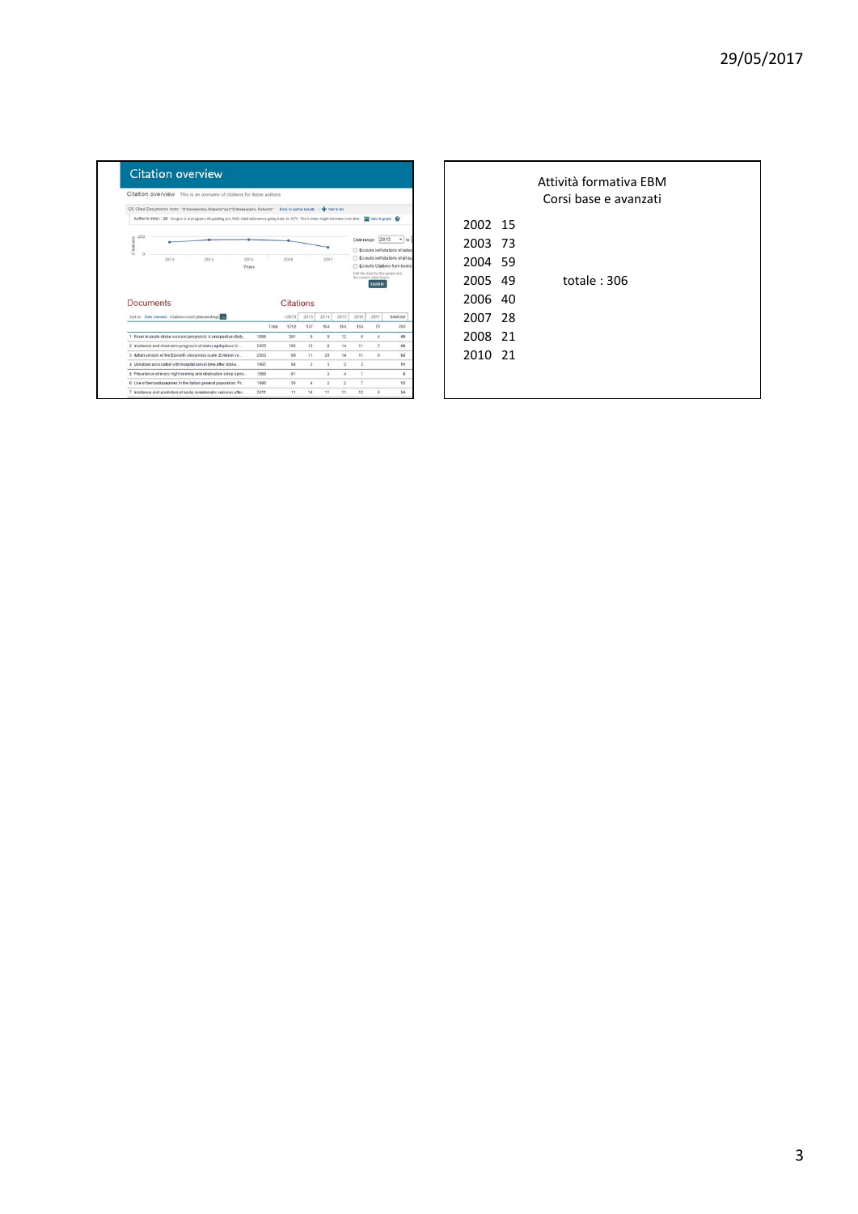## Citation overview

Citation overview   This is an overview of citations for these authors

Documents

Citations

---

Attività formativa EBM
Corsi base e avanzati

| | |
|---|---|
| 2002 | 15 |
| 2003 | 73 |
| 2004 | 59 |
| 2005 | 49 |
| 2006 | 40 |
| 2007 | 28 |
| 2008 | 21 |
| 2010 | 21 |

totale : 306